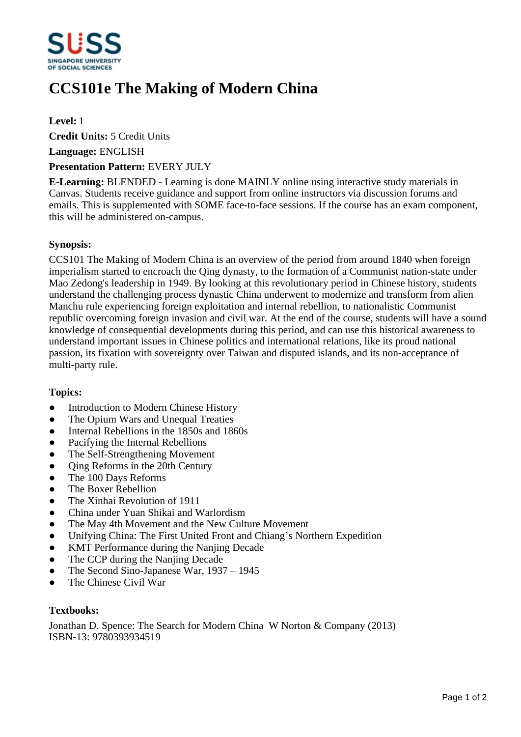# CCS101e The Making of Modern China

**Level:** 1

**Credit Units:** 5 Credit Units

**Language:** ENGLISH

**Presentation Pattern:** EVERY JULY

**E-Learning:** BLENDED - Learning is done MAINLY online using interactive study materials in Canvas. Students receive guidance and support from online instructors via discussion forums and emails. This is supplemented with SOME face-to-face sessions. If the course has an exam component, this will be administered on-campus.

### Synopsis:

CCS101 The Making of Modern China is an overview of the period from around 1840 when foreign imperialism started to encroach the Qing dynasty, to the formation of a Communist nation-state under Mao Zedong's leadership in 1949. By looking at this revolutionary period in Chinese history, students understand the challenging process dynastic China underwent to modernize and transform from alien Manchu rule experiencing foreign exploitation and internal rebellion, to nationalistic Communist republic overcoming foreign invasion and civil war. At the end of the course, students will have a sound knowledge of consequential developments during this period, and can use this historical awareness to understand important issues in Chinese politics and international relations, like its proud national passion, its fixation with sovereignty over Taiwan and disputed islands, and its non-acceptance of multi-party rule.

### Topics:

- Introduction to Modern Chinese History
- The Opium Wars and Unequal Treaties
- Internal Rebellions in the 1850s and 1860s
- Pacifying the Internal Rebellions
- The Self-Strengthening Movement
- Qing Reforms in the 20th Century
- The 100 Days Reforms
- The Boxer Rebellion
- The Xinhai Revolution of 1911
- China under Yuan Shikai and Warlordism
- The May 4th Movement and the New Culture Movement
- Unifying China: The First United Front and Chiang's Northern Expedition
- KMT Performance during the Nanjing Decade
- The CCP during the Nanjing Decade
- The Second Sino-Japanese War, 1937 – 1945
- The Chinese Civil War

### Textbooks:

Jonathan D. Spence: The Search for Modern China W Norton & Company (2013)
ISBN-13: 9780393934519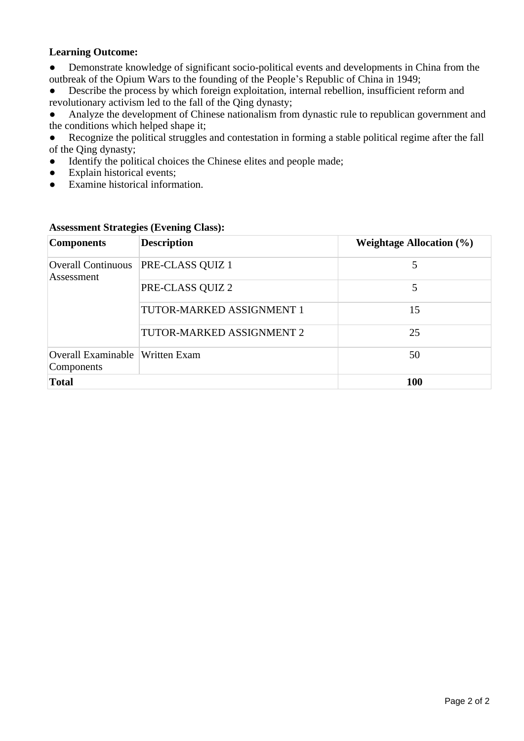**Learning Outcome:**

- Demonstrate knowledge of significant socio-political events and developments in China from the outbreak of the Opium Wars to the founding of the People's Republic of China in 1949;
- Describe the process by which foreign exploitation, internal rebellion, insufficient reform and revolutionary activism led to the fall of the Qing dynasty;
- Analyze the development of Chinese nationalism from dynastic rule to republican government and the conditions which helped shape it;
- Recognize the political struggles and contestation in forming a stable political regime after the fall of the Qing dynasty;
- Identify the political choices the Chinese elites and people made;
- Explain historical events;
- Examine historical information.

**Assessment Strategies (Evening Class):**

| Components | Description | Weightage Allocation (%) |
|---|---|---|
| Overall Continuous Assessment | PRE-CLASS QUIZ 1 | 5 |
| | PRE-CLASS QUIZ 2 | 5 |
| | TUTOR-MARKED ASSIGNMENT 1 | 15 |
| | TUTOR-MARKED ASSIGNMENT 2 | 25 |
| Overall Examinable Components | Written Exam | 50 |
| **Total** | | **100** |